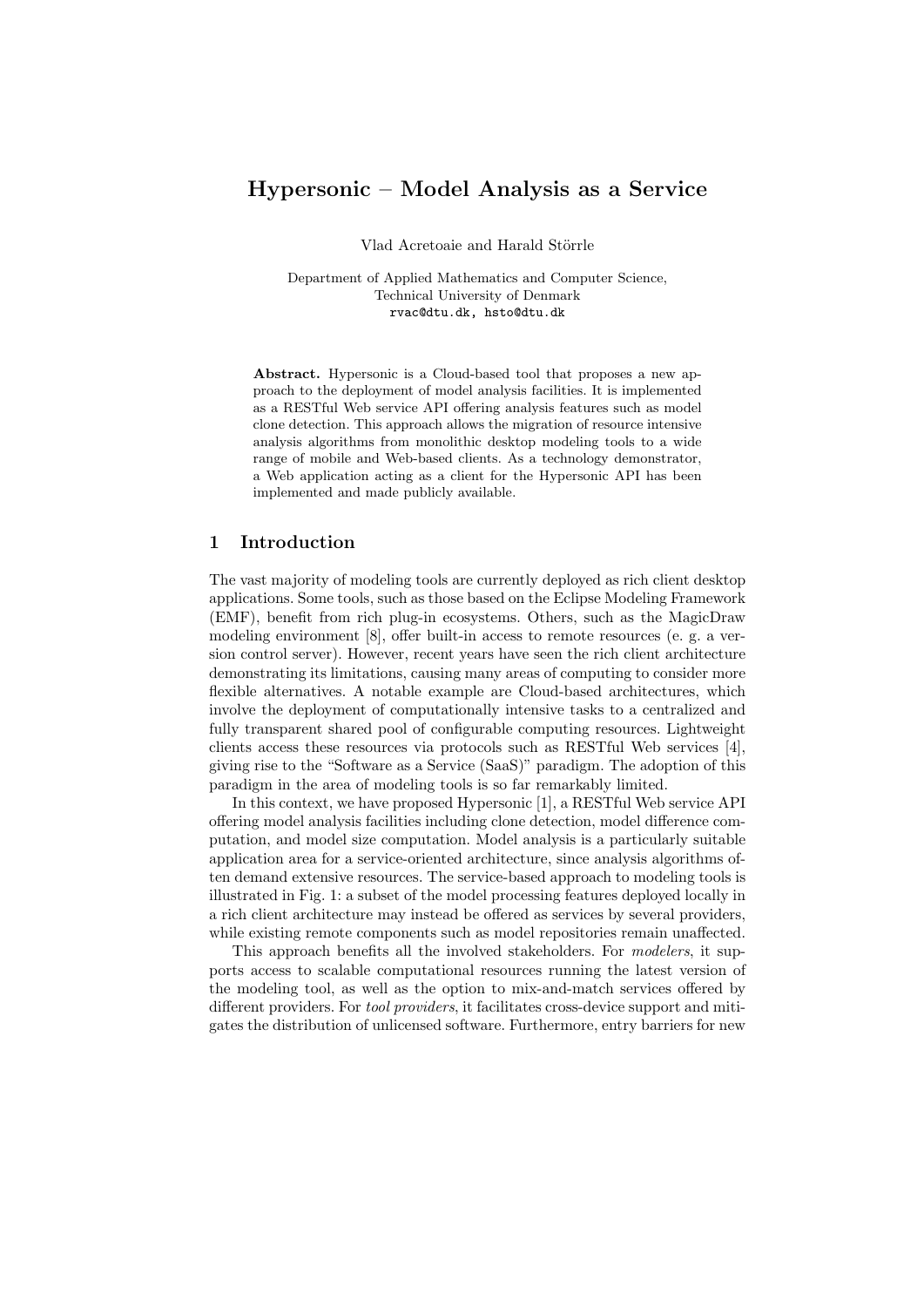# Hypersonic – Model Analysis as a Service

Vlad Acretoaie and Harald Störrle

Department of Applied Mathematics and Computer Science,
Technical University of Denmark
rvac@dtu.dk, hsto@dtu.dk

**Abstract.** Hypersonic is a Cloud-based tool that proposes a new approach to the deployment of model analysis facilities. It is implemented as a RESTful Web service API offering analysis features such as model clone detection. This approach allows the migration of resource intensive analysis algorithms from monolithic desktop modeling tools to a wide range of mobile and Web-based clients. As a technology demonstrator, a Web application acting as a client for the Hypersonic API has been implemented and made publicly available.

## 1 Introduction

The vast majority of modeling tools are currently deployed as rich client desktop applications. Some tools, such as those based on the Eclipse Modeling Framework (EMF), benefit from rich plug-in ecosystems. Others, such as the MagicDraw modeling environment [8], offer built-in access to remote resources (e. g. a version control server). However, recent years have seen the rich client architecture demonstrating its limitations, causing many areas of computing to consider more flexible alternatives. A notable example are Cloud-based architectures, which involve the deployment of computationally intensive tasks to a centralized and fully transparent shared pool of configurable computing resources. Lightweight clients access these resources via protocols such as RESTful Web services [4], giving rise to the "Software as a Service (SaaS)" paradigm. The adoption of this paradigm in the area of modeling tools is so far remarkably limited.

In this context, we have proposed Hypersonic [1], a RESTful Web service API offering model analysis facilities including clone detection, model difference computation, and model size computation. Model analysis is a particularly suitable application area for a service-oriented architecture, since analysis algorithms often demand extensive resources. The service-based approach to modeling tools is illustrated in Fig. 1: a subset of the model processing features deployed locally in a rich client architecture may instead be offered as services by several providers, while existing remote components such as model repositories remain unaffected.

This approach benefits all the involved stakeholders. For *modelers*, it supports access to scalable computational resources running the latest version of the modeling tool, as well as the option to mix-and-match services offered by different providers. For *tool providers*, it facilitates cross-device support and mitigates the distribution of unlicensed software. Furthermore, entry barriers for new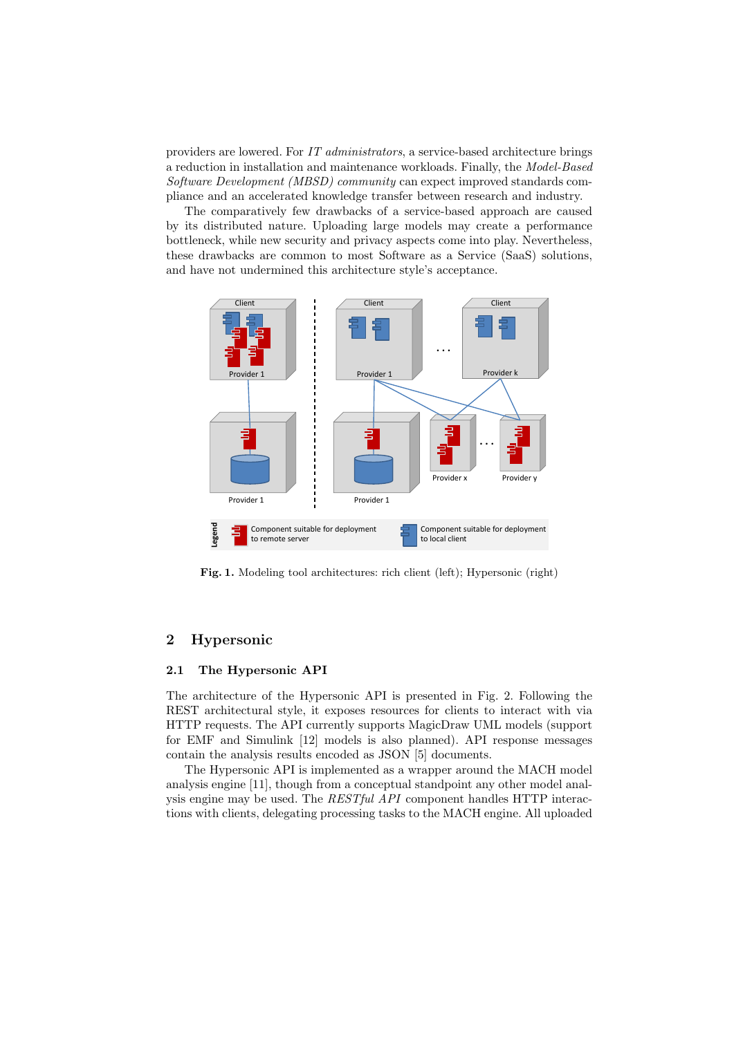providers are lowered. For *IT administrators*, a service-based architecture brings a reduction in installation and maintenance workloads. Finally, the *Model-Based Software Development (MBSD) community* can expect improved standards compliance and an accelerated knowledge transfer between research and industry.

The comparatively few drawbacks of a service-based approach are caused by its distributed nature. Uploading large models may create a performance bottleneck, while new security and privacy aspects come into play. Nevertheless, these drawbacks are common to most Software as a Service (SaaS) solutions, and have not undermined this architecture style's acceptance.

Client
Provider 1
Provider 1
Client
Provider 1
Client
Provider k
Provider 1
Provider x
Provider y
Legend
Component suitable for deployment to remote server
Component suitable for deployment to local client

**Fig. 1.** Modeling tool architectures: rich client (left); Hypersonic (right)

## 2 Hypersonic

### 2.1 The Hypersonic API

The architecture of the Hypersonic API is presented in Fig. 2. Following the REST architectural style, it exposes resources for clients to interact with via HTTP requests. The API currently supports MagicDraw UML models (support for EMF and Simulink [12] models is also planned). API response messages contain the analysis results encoded as JSON [5] documents.

The Hypersonic API is implemented as a wrapper around the MACH model analysis engine [11], though from a conceptual standpoint any other model analysis engine may be used. The *RESTful API* component handles HTTP interactions with clients, delegating processing tasks to the MACH engine. All uploaded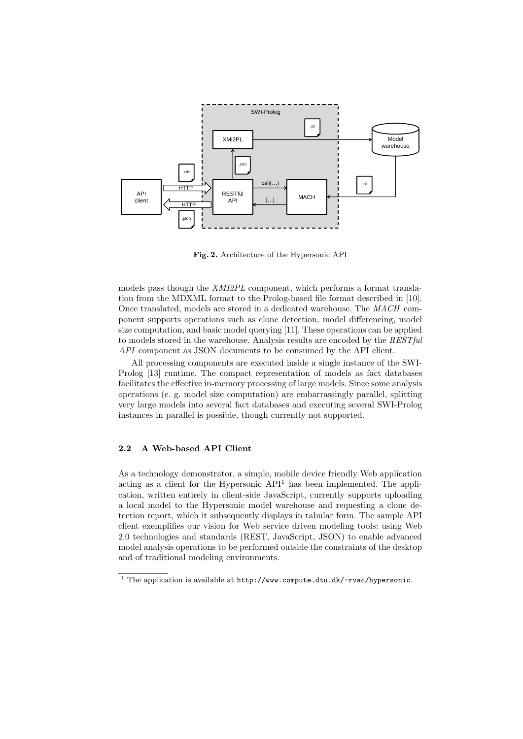SWI-Prolog

XMI2PL

.pl

Model warehouse

.xmi

.xmi

HTTP

API client

RESTful API

call(...)

[...]

MACH

.pl

HTTP

.json

**Fig. 2.** Architecture of the Hypersonic API

models pass though the *XMI2PL* component, which performs a format translation from the MDXML format to the Prolog-based file format described in [10]. Once translated, models are stored in a dedicated warehouse. The *MACH* component supports operations such as clone detection, model differencing, model size computation, and basic model querying [11]. These operations can be applied to models stored in the warehouse. Analysis results are encoded by the *RESTful API* component as JSON documents to be consumed by the API client.

All processing components are executed inside a single instance of the SWI-Prolog [13] runtime. The compact representation of models as fact databases facilitates the effective in-memory processing of large models. Since some analysis operations (e. g. model size computation) are embarrassingly parallel, splitting very large models into several fact databases and executing several SWI-Prolog instances in parallel is possible, though currently not supported.

### 2.2 A Web-based API Client

As a technology demonstrator, a simple, mobile device friendly Web application acting as a client for the Hypersonic API[1] has been implemented. The application, written entirely in client-side JavaScript, currently supports uploading a local model to the Hypersonic model warehouse and requesting a clone detection report, which it subsequently displays in tabular form. The sample API client exemplifies our vision for Web service driven modeling tools: using Web 2.0 technologies and standards (REST, JavaScript, JSON) to enable advanced model analysis operations to be performed outside the constraints of the desktop and of traditional modeling environments.

[1] The application is available at `http://www.compute.dtu.dk/~rvac/hypersonic`.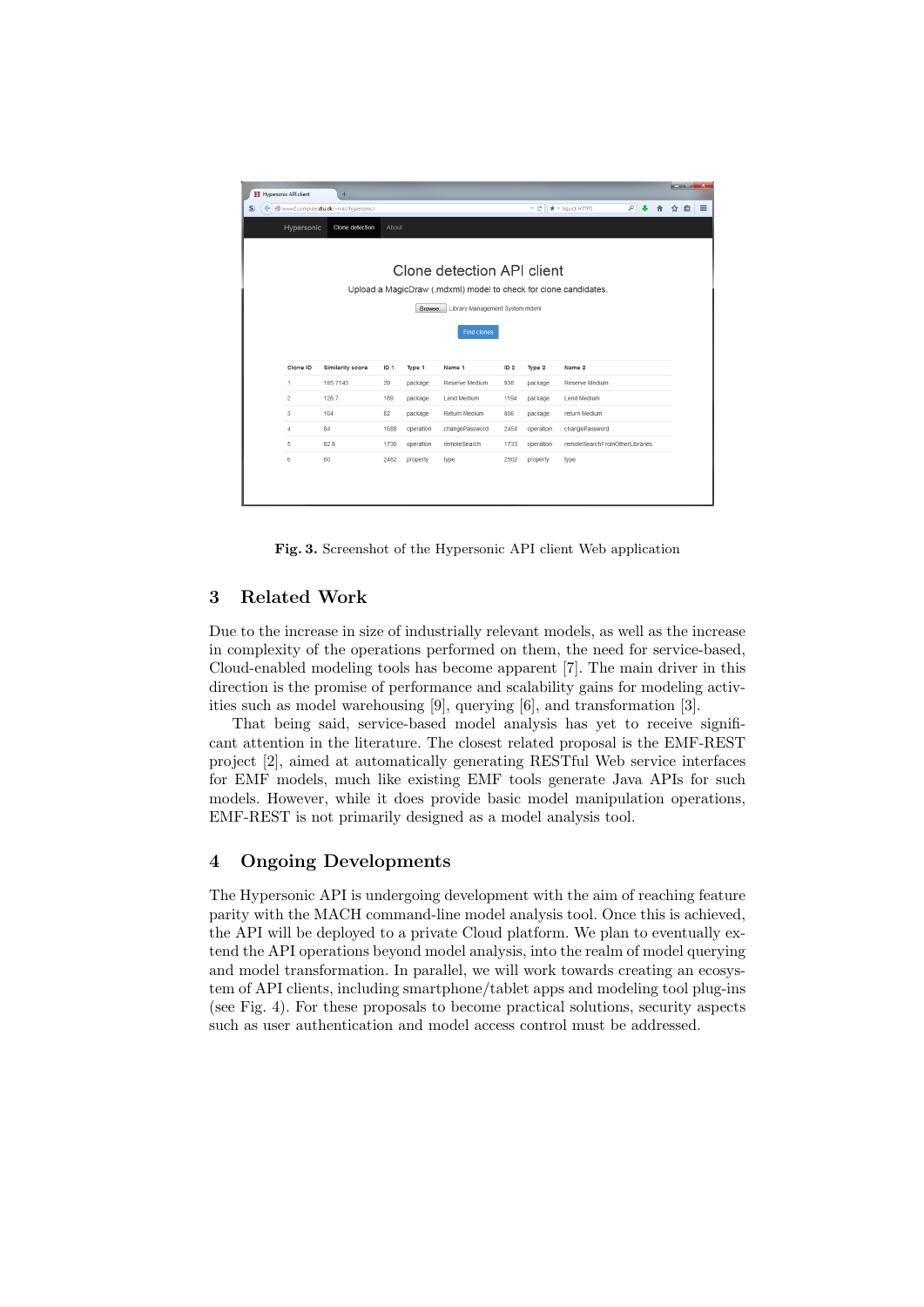Fig. 3. Screenshot of the Hypersonic API client Web application

## 3 Related Work

Due to the increase in size of industrially relevant models, as well as the increase in complexity of the operations performed on them, the need for service-based, Cloud-enabled modeling tools has become apparent [7]. The main driver in this direction is the promise of performance and scalability gains for modeling activities such as model warehousing [9], querying [6], and transformation [3].

That being said, service-based model analysis has yet to receive significant attention in the literature. The closest related proposal is the EMF-REST project [2], aimed at automatically generating RESTful Web service interfaces for EMF models, much like existing EMF tools generate Java APIs for such models. However, while it does provide basic model manipulation operations, EMF-REST is not primarily designed as a model analysis tool.

## 4 Ongoing Developments

The Hypersonic API is undergoing development with the aim of reaching feature parity with the MACH command-line model analysis tool. Once this is achieved, the API will be deployed to a private Cloud platform. We plan to eventually extend the API operations beyond model analysis, into the realm of model querying and model transformation. In parallel, we will work towards creating an ecosystem of API clients, including smartphone/tablet apps and modeling tool plug-ins (see Fig. 4). For these proposals to become practical solutions, security aspects such as user authentication and model access control must be addressed.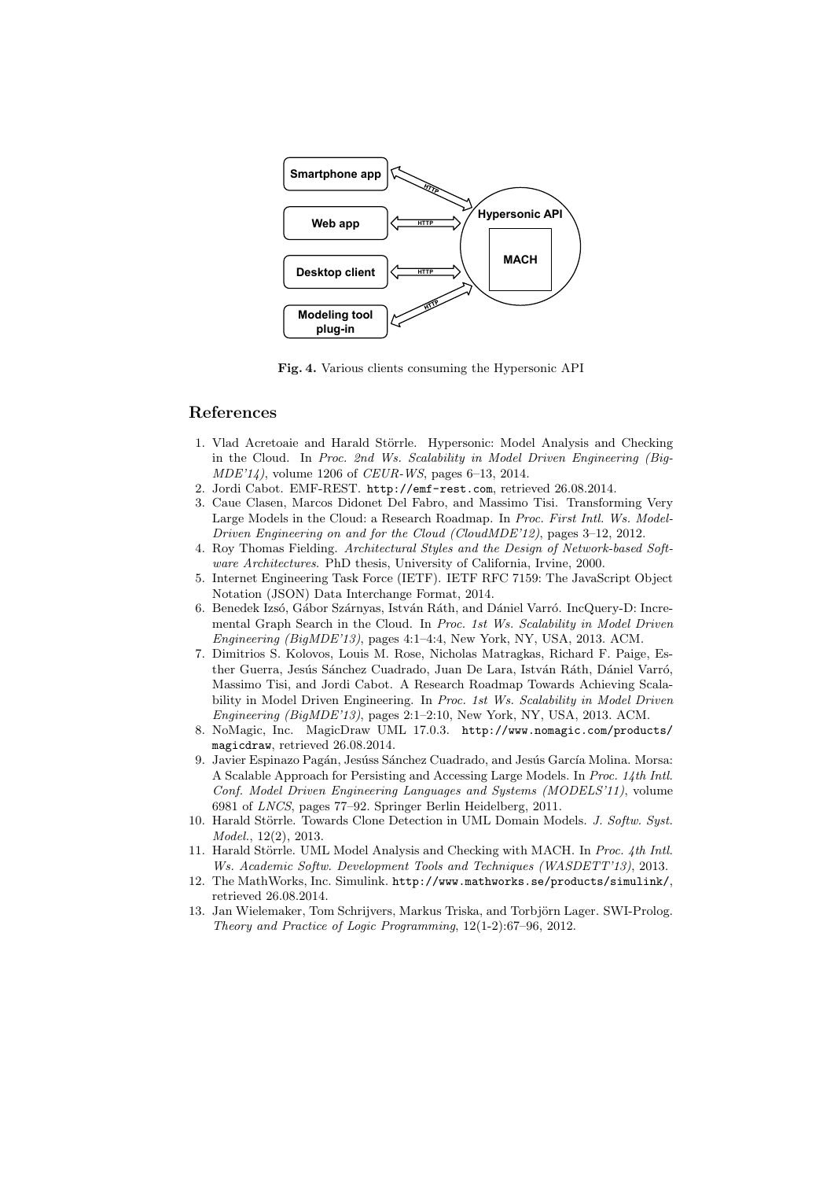Smartphone app

Web app

Desktop client

Modeling tool plug-in

HTTP

HTTP

HTTP

HTTP

Hypersonic API

MACH

**Fig. 4.** Various clients consuming the Hypersonic API

## References

1. Vlad Acretoaie and Harald Störrle. Hypersonic: Model Analysis and Checking in the Cloud. In *Proc. 2nd Ws. Scalability in Model Driven Engineering (BigMDE'14)*, volume 1206 of *CEUR-WS*, pages 6–13, 2014.
2. Jordi Cabot. EMF-REST. `http://emf-rest.com`, retrieved 26.08.2014.
3. Caue Clasen, Marcos Didonet Del Fabro, and Massimo Tisi. Transforming Very Large Models in the Cloud: a Research Roadmap. In *Proc. First Intl. Ws. Model-Driven Engineering on and for the Cloud (CloudMDE'12)*, pages 3–12, 2012.
4. Roy Thomas Fielding. *Architectural Styles and the Design of Network-based Software Architectures*. PhD thesis, University of California, Irvine, 2000.
5. Internet Engineering Task Force (IETF). IETF RFC 7159: The JavaScript Object Notation (JSON) Data Interchange Format, 2014.
6. Benedek Izsó, Gábor Szárnyas, István Ráth, and Dániel Varró. IncQuery-D: Incremental Graph Search in the Cloud. In *Proc. 1st Ws. Scalability in Model Driven Engineering (BigMDE'13)*, pages 4:1–4:4, New York, NY, USA, 2013. ACM.
7. Dimitrios S. Kolovos, Louis M. Rose, Nicholas Matragkas, Richard F. Paige, Esther Guerra, Jesús Sánchez Cuadrado, Juan De Lara, István Ráth, Dániel Varró, Massimo Tisi, and Jordi Cabot. A Research Roadmap Towards Achieving Scalability in Model Driven Engineering. In *Proc. 1st Ws. Scalability in Model Driven Engineering (BigMDE'13)*, pages 2:1–2:10, New York, NY, USA, 2013. ACM.
8. NoMagic, Inc. MagicDraw UML 17.0.3. `http://www.nomagic.com/products/magicdraw`, retrieved 26.08.2014.
9. Javier Espinazo Pagán, Jesúss Sánchez Cuadrado, and Jesús García Molina. Morsa: A Scalable Approach for Persisting and Accessing Large Models. In *Proc. 14th Intl. Conf. Model Driven Engineering Languages and Systems (MODELS'11)*, volume 6981 of *LNCS*, pages 77–92. Springer Berlin Heidelberg, 2011.
10. Harald Störrle. Towards Clone Detection in UML Domain Models. *J. Softw. Syst. Model.*, 12(2), 2013.
11. Harald Störrle. UML Model Analysis and Checking with MACH. In *Proc. 4th Intl. Ws. Academic Softw. Development Tools and Techniques (WASDETT'13)*, 2013.
12. The MathWorks, Inc. Simulink. `http://www.mathworks.se/products/simulink/`, retrieved 26.08.2014.
13. Jan Wielemaker, Tom Schrijvers, Markus Triska, and Torbjörn Lager. SWI-Prolog. *Theory and Practice of Logic Programming*, 12(1-2):67–96, 2012.